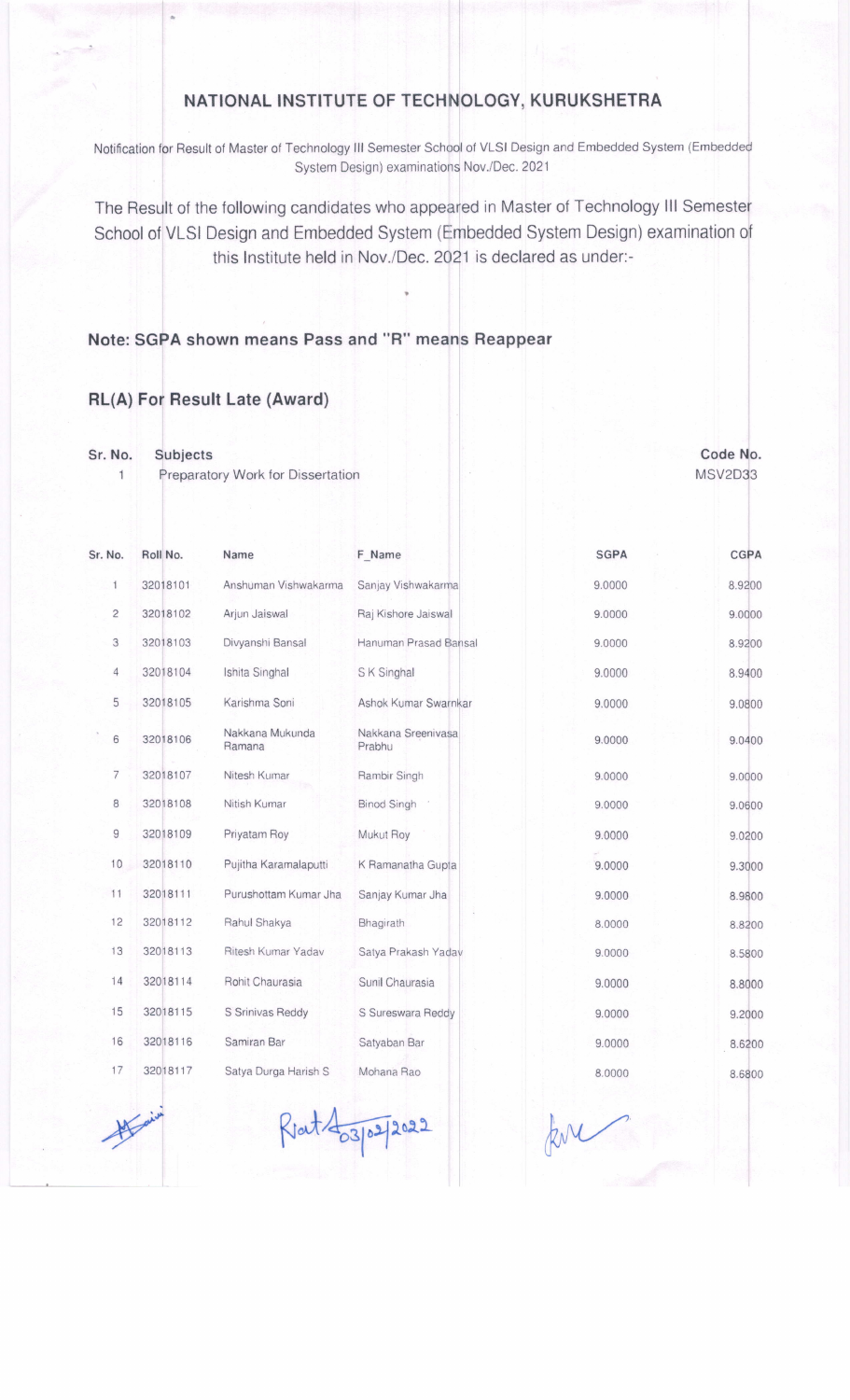# NATIONAL INSTITUTE OF TECHNOLOGY, KURUKSHETRA

Notification for Result of Master of Technology III Semester School of VLSI Design and Embedded System (Embedded System Design) examinations Nov./Dec. 2021

The Result of the following candidates who appeared in Master of Technology III Semester School of VLSI Design and Embedded System (Embedded System Design) examination of this Institute held in Nov./Dec. 2021 is declared as under:-

**Note: SGPA shown means Pass and "R" means Reappear**

**RL(A) For Result Late (Award)**

| Sr. No. | Subjects | Code No. |
|---|---|---|
| 1 | Preparatory Work for Dissertation | MSV2D33 |

| Sr. No. | Roll No. | Name | F_Name | SGPA | CGPA |
|---|---|---|---|---|---|
| 1 | 32018101 | Anshuman Vishwakarma | Sanjay Vishwakarma | 9.0000 | 8.9200 |
| 2 | 32018102 | Arjun Jaiswal | Raj Kishore Jaiswal | 9.0000 | 9.0000 |
| 3 | 32018103 | Divyanshi Bansal | Hanuman Prasad Bansal | 9.0000 | 8.9200 |
| 4 | 32018104 | Ishita Singhal | S K Singhal | 9.0000 | 8.9400 |
| 5 | 32018105 | Karishma Soni | Ashok Kumar Swarnkar | 9.0000 | 9.0800 |
| 6 | 32018106 | Nakkana Mukunda Ramana | Nakkana Sreenivasa Prabhu | 9.0000 | 9.0400 |
| 7 | 32018107 | Nitesh Kumar | Rambir Singh | 9.0000 | 9.0000 |
| 8 | 32018108 | Nitish Kumar | Binod Singh | 9.0000 | 9.0600 |
| 9 | 32018109 | Priyatam Roy | Mukut Roy | 9.0000 | 9.0200 |
| 10 | 32018110 | Pujitha Karamalaputti | K Ramanatha Gupta | 9.0000 | 9.3000 |
| 11 | 32018111 | Purushottam Kumar Jha | Sanjay Kumar Jha | 9.0000 | 8.9800 |
| 12 | 32018112 | Rahul Shakya | Bhagirath | 8.0000 | 8.8200 |
| 13 | 32018113 | Ritesh Kumar Yadav | Satya Prakash Yadav | 9.0000 | 8.5800 |
| 14 | 32018114 | Rohit Chaurasia | Sunil Chaurasia | 9.0000 | 8.8000 |
| 15 | 32018115 | S Srinivas Reddy | S Sureswara Reddy | 9.0000 | 9.2000 |
| 16 | 32018116 | Samiran Bar | Satyaban Bar | 9.0000 | 8.6200 |
| 17 | 32018117 | Satya Durga Harish S | Mohana Rao | 8.0000 | 8.6800 |

03/02/2022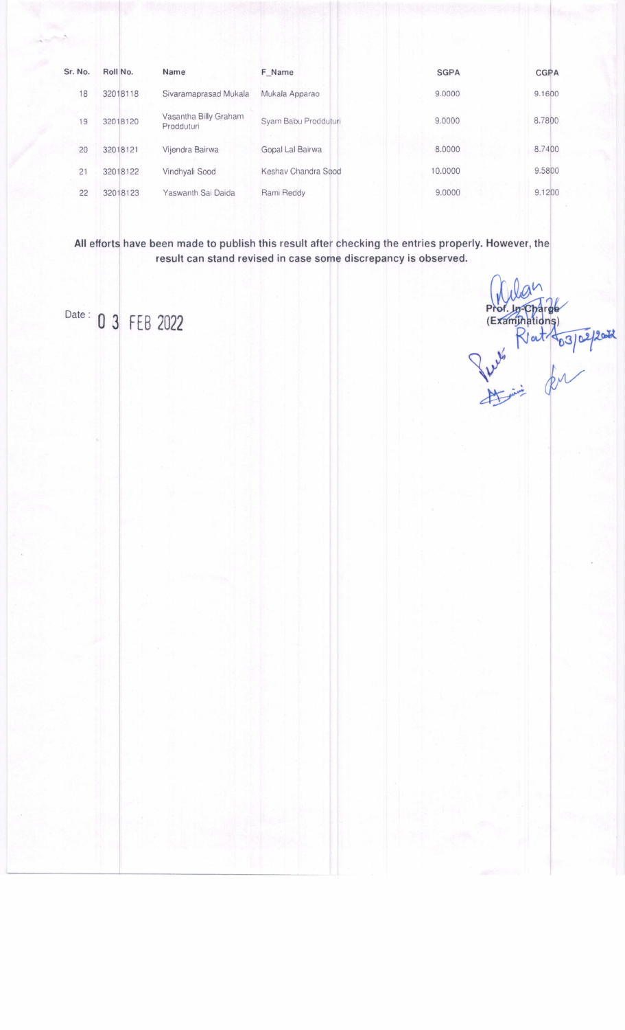| Sr. No. | Roll No. | Name | F_Name | SGPA | CGPA |
|---|---|---|---|---|---|
| 18 | 32018118 | Sivaramaprasad Mukala | Mukala Apparao | 9.0000 | 9.1600 |
| 19 | 32018120 | Vasantha Billy Graham Prodduturi | Syam Babu Prodduturi | 9.0000 | 8.7800 |
| 20 | 32018121 | Vijendra Bairwa | Gopal Lal Bairwa | 8.0000 | 8.7400 |
| 21 | 32018122 | Vindhyali Sood | Keshav Chandra Sood | 10.0000 | 9.5800 |
| 22 | 32018123 | Yaswanth Sai Daida | Rami Reddy | 9.0000 | 9.1200 |

**All efforts have been made to publish this result after checking the entries properly. However, the result can stand revised in case some discrepancy is observed.**

Date : 03 FEB 2022

**Prof. In-Charge**
**(Examinations)**

03/02/2022